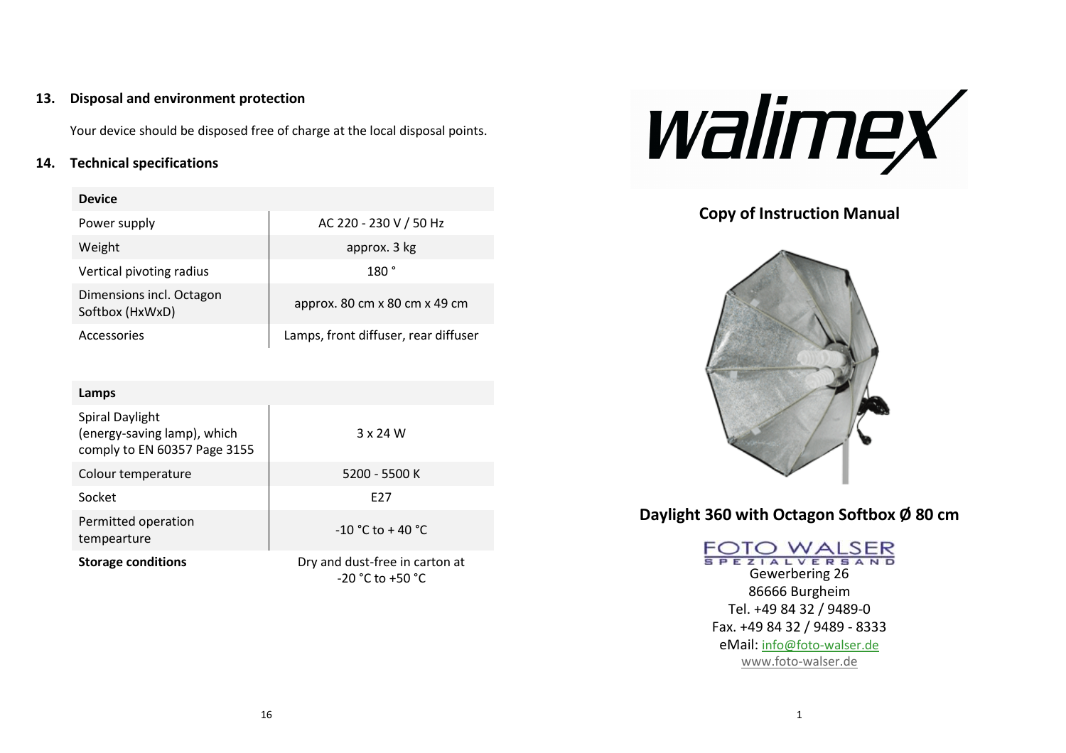## 13. Disposal and environment protection

Your device should be disposed free of charge at the local disposal points.

## 14. Technical specifications

| Device | |
|---|---|
| Power supply | AC 220 - 230 V / 50 Hz |
| Weight | approx. 3 kg |
| Vertical pivoting radius | 180 ° |
| Dimensions incl. Octagon Softbox (HxWxD) | approx. 80 cm x 80 cm x 49 cm |
| Accessories | Lamps, front diffuser, rear diffuser |

| Lamps | |
|---|---|
| Spiral Daylight (energy-saving lamp), which comply to EN 60357 Page 3155 | 3 x 24 W |
| Colour temperature | 5200 - 5500 K |
| Socket | E27 |
| Permitted operation tempearture | -10 °C to + 40 °C |
| **Storage conditions** | Dry and dust-free in carton at -20 °C to +50 °C |

# walimex

## Copy of Instruction Manual

## Daylight 360 with Octagon Softbox Ø 80 cm

FOTO WALSER
SPEZIALVERSAND
Gewerbering 26
86666 Burgheim
Tel. +49 84 32 / 9489-0
Fax. +49 84 32 / 9489 - 8333
eMail: info@foto-walser.de
www.foto-walser.de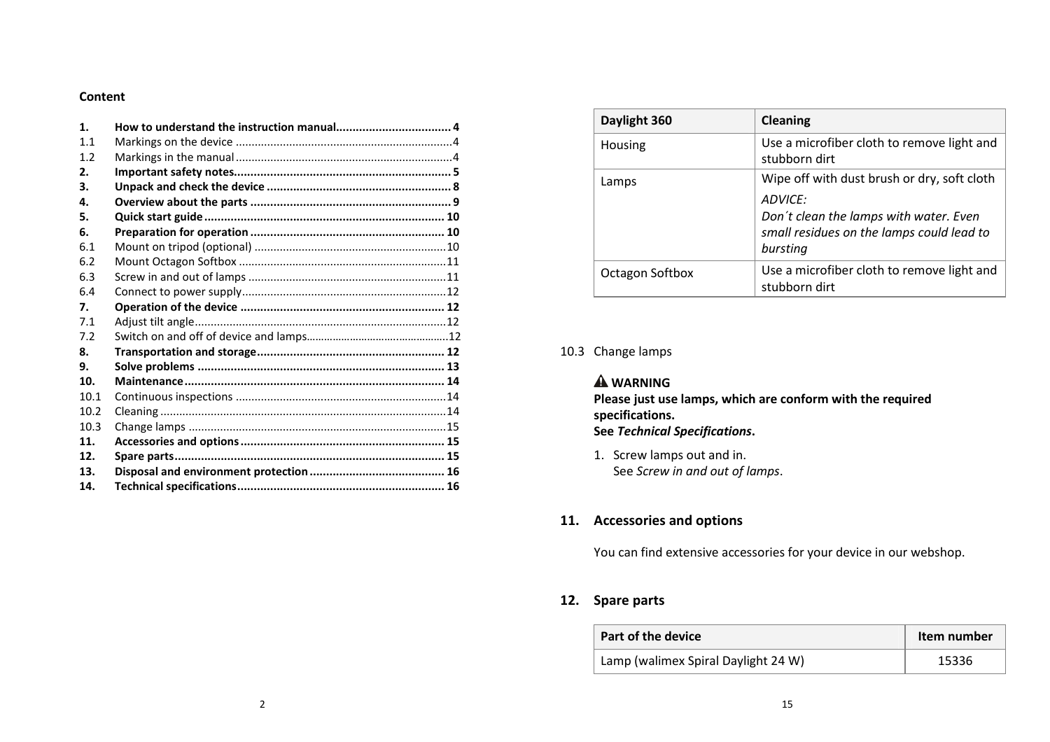**Content**

| | | |
|---|---|---|
| **1.** | **How to understand the instruction manual** | **4** |
| 1.1 | Markings on the device | 4 |
| 1.2 | Markings in the manual | 4 |
| **2.** | **Important safety notes** | **5** |
| **3.** | **Unpack and check the device** | **8** |
| **4.** | **Overview about the parts** | **9** |
| **5.** | **Quick start guide** | **10** |
| **6.** | **Preparation for operation** | **10** |
| 6.1 | Mount on tripod (optional) | 10 |
| 6.2 | Mount Octagon Softbox | 11 |
| 6.3 | Screw in and out of lamps | 11 |
| 6.4 | Connect to power supply | 12 |
| **7.** | **Operation of the device** | **12** |
| 7.1 | Adjust tilt angle | 12 |
| 7.2 | Switch on and off of device and lamps | 12 |
| **8.** | **Transportation and storage** | **12** |
| **9.** | **Solve problems** | **13** |
| **10.** | **Maintenance** | **14** |
| 10.1 | Continuous inspections | 14 |
| 10.2 | Cleaning | 14 |
| 10.3 | Change lamps | 15 |
| **11.** | **Accessories and options** | **15** |
| **12.** | **Spare parts** | **15** |
| **13.** | **Disposal and environment protection** | **16** |
| **14.** | **Technical specifications** | **16** |

| Daylight 360 | Cleaning |
|---|---|
| Housing | Use a microfiber cloth to remove light and stubborn dirt |
| Lamps | Wipe off with dust brush or dry, soft cloth<br>*ADVICE:*<br>*Don´t clean the lamps with water. Even small residues on the lamps could lead to bursting* |
| Octagon Softbox | Use a microfiber cloth to remove light and stubborn dirt |

### 10.3 Change lamps

⚠ **WARNING**
**Please just use lamps, which are conform with the required specifications.**
**See *Technical Specifications*.**

1. Screw lamps out and in.
   See *Screw in and out of lamps*.

## 11. Accessories and options

You can find extensive accessories for your device in our webshop.

## 12. Spare parts

| Part of the device | Item number |
|---|---|
| Lamp (walimex Spiral Daylight 24 W) | 15336 |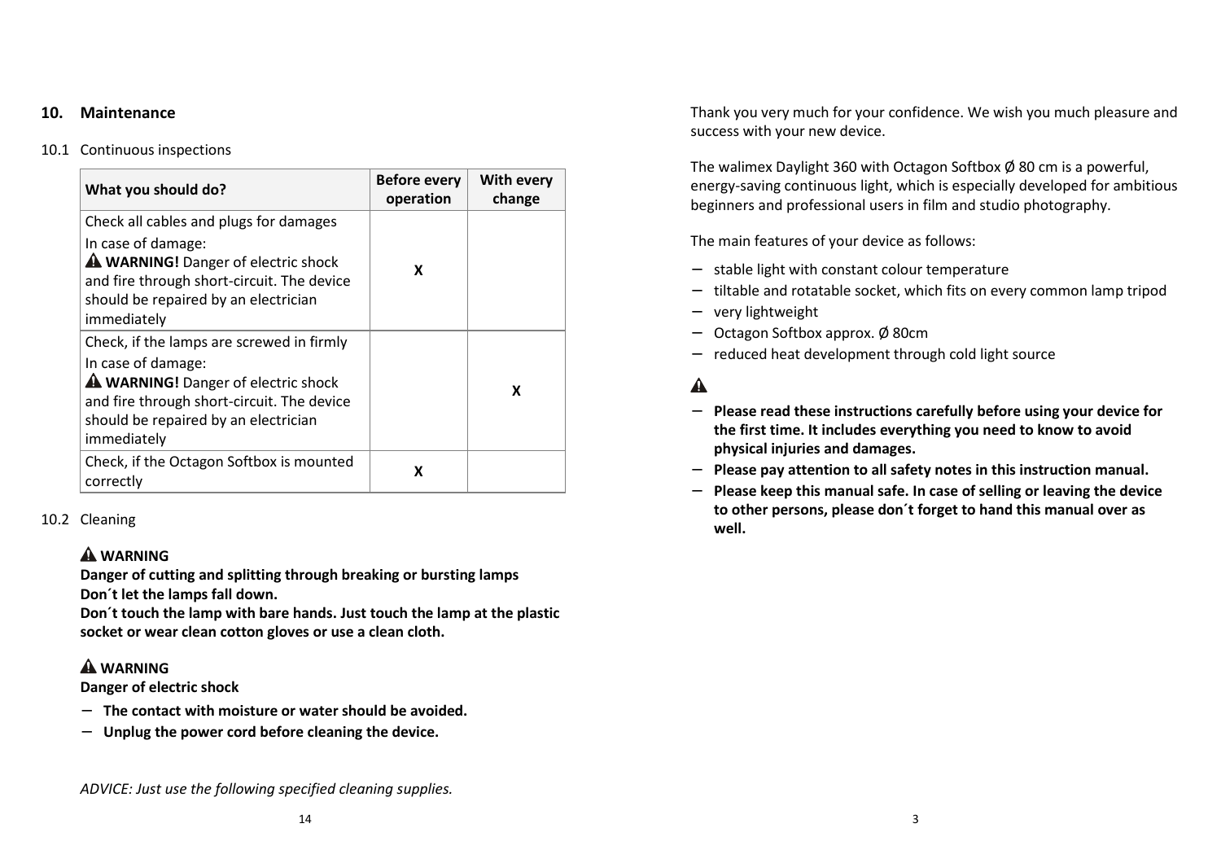## 10. Maintenance

10.1 Continuous inspections

| What you should do? | Before every operation | With every change |
|---|---|---|
| Check all cables and plugs for damages<br>In case of damage:<br>⚠ **WARNING!** Danger of electric shock and fire through short-circuit. The device should be repaired by an electrician immediately | X | |
| Check, if the lamps are screwed in firmly<br>In case of damage:<br>⚠ **WARNING!** Danger of electric shock and fire through short-circuit. The device should be repaired by an electrician immediately | | X |
| Check, if the Octagon Softbox is mounted correctly | X | |

10.2 Cleaning

⚠ **WARNING**
**Danger of cutting and splitting through breaking or bursting lamps**
**Don´t let the lamps fall down.**
**Don´t touch the lamp with bare hands. Just touch the lamp at the plastic socket or wear clean cotton gloves or use a clean cloth.**

⚠ **WARNING**
**Danger of electric shock**

- **The contact with moisture or water should be avoided.**
- **Unplug the power cord before cleaning the device.**

*ADVICE: Just use the following specified cleaning supplies.*

Thank you very much for your confidence. We wish you much pleasure and success with your new device.

The walimex Daylight 360 with Octagon Softbox Ø 80 cm is a powerful, energy-saving continuous light, which is especially developed for ambitious beginners and professional users in film and studio photography.

The main features of your device as follows:

- stable light with constant colour temperature
- tiltable and rotatable socket, which fits on every common lamp tripod
- very lightweight
- Octagon Softbox approx. Ø 80cm
- reduced heat development through cold light source

⚠

- **Please read these instructions carefully before using your device for the first time. It includes everything you need to know to avoid physical injuries and damages.**
- **Please pay attention to all safety notes in this instruction manual.**
- **Please keep this manual safe. In case of selling or leaving the device to other persons, please don´t forget to hand this manual over as well.**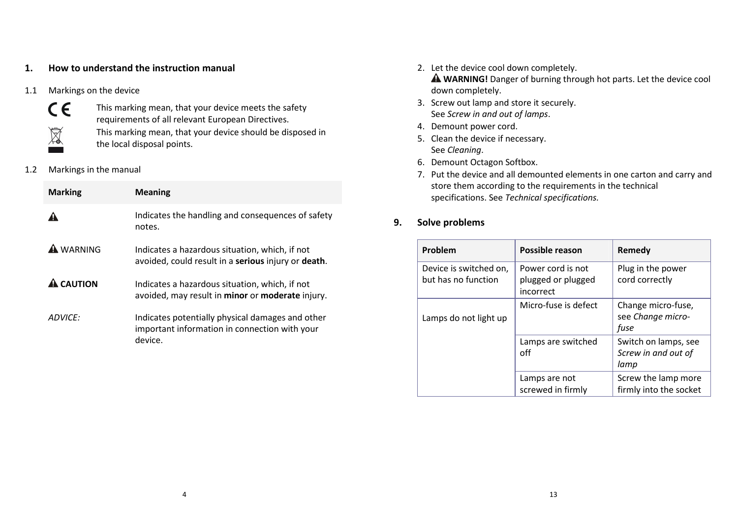## 1. How to understand the instruction manual

1.1 Markings on the device

CE — This marking mean, that your device meets the safety requirements of all relevant European Directives.

This marking mean, that your device should be disposed in the local disposal points.

1.2 Markings in the manual

| Marking | Meaning |
|---|---|
| ⚠ | Indicates the handling and consequences of safety notes. |
| ⚠ WARNING | Indicates a hazardous situation, which, if not avoided, could result in a **serious** injury or **death**. |
| ⚠ **CAUTION** | Indicates a hazardous situation, which, if not avoided, may result in **minor** or **moderate** injury. |
| *ADVICE:* | Indicates potentially physical damages and other important information in connection with your device. |

2. Let the device cool down completely.
   ⚠ **WARNING!** Danger of burning through hot parts. Let the device cool down completely.
3. Screw out lamp and store it securely.
   See *Screw in and out of lamps*.
4. Demount power cord.
5. Clean the device if necessary.
   See *Cleaning*.
6. Demount Octagon Softbox.
7. Put the device and all demounted elements in one carton and carry and store them according to the requirements in the technical specifications. See *Technical specifications.*

## 9. Solve problems

| Problem | Possible reason | Remedy |
|---|---|---|
| Device is switched on, but has no function | Power cord is not plugged or plugged incorrect | Plug in the power cord correctly |
| Lamps do not light up | Micro-fuse is defect | Change micro-fuse, see *Change micro-fuse* |
| | Lamps are switched off | Switch on lamps, see *Screw in and out of lamp* |
| | Lamps are not screwed in firmly | Screw the lamp more firmly into the socket |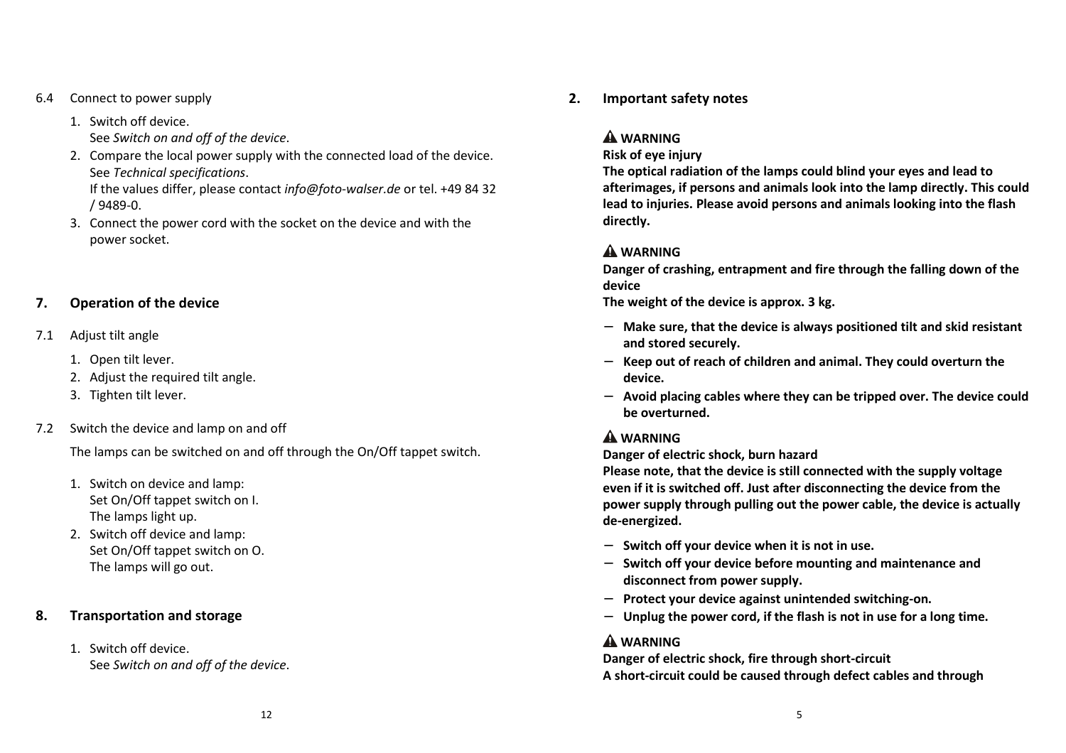6.4 Connect to power supply

1. Switch off device.
   See *Switch on and off of the device*.
2. Compare the local power supply with the connected load of the device.
   See *Technical specifications*.
   If the values differ, please contact *info@foto-walser.de* or tel. +49 84 32 / 9489-0.
3. Connect the power cord with the socket on the device and with the power socket.

## 7. Operation of the device

7.1 Adjust tilt angle

1. Open tilt lever.
2. Adjust the required tilt angle.
3. Tighten tilt lever.

7.2 Switch the device and lamp on and off

The lamps can be switched on and off through the On/Off tappet switch.

1. Switch on device and lamp:
   Set On/Off tappet switch on I.
   The lamps light up.
2. Switch off device and lamp:
   Set On/Off tappet switch on O.
   The lamps will go out.

## 8. Transportation and storage

1. Switch off device.
   See *Switch on and off of the device*.

## 2. Important safety notes

**⚠ WARNING**

**Risk of eye injury**

**The optical radiation of the lamps could blind your eyes and lead to afterimages, if persons and animals look into the lamp directly. This could lead to injuries. Please avoid persons and animals looking into the flash directly.**

**⚠ WARNING**

**Danger of crashing, entrapment and fire through the falling down of the device**

**The weight of the device is approx. 3 kg.**

- **Make sure, that the device is always positioned tilt and skid resistant and stored securely.**
- **Keep out of reach of children and animal. They could overturn the device.**
- **Avoid placing cables where they can be tripped over. The device could be overturned.**

**⚠ WARNING**

**Danger of electric shock, burn hazard**

**Please note, that the device is still connected with the supply voltage even if it is switched off. Just after disconnecting the device from the power supply through pulling out the power cable, the device is actually de-energized.**

- **Switch off your device when it is not in use.**
- **Switch off your device before mounting and maintenance and disconnect from power supply.**
- **Protect your device against unintended switching-on.**
- **Unplug the power cord, if the flash is not in use for a long time.**

**⚠ WARNING**

**Danger of electric shock, fire through short-circuit**

**A short-circuit could be caused through defect cables and through**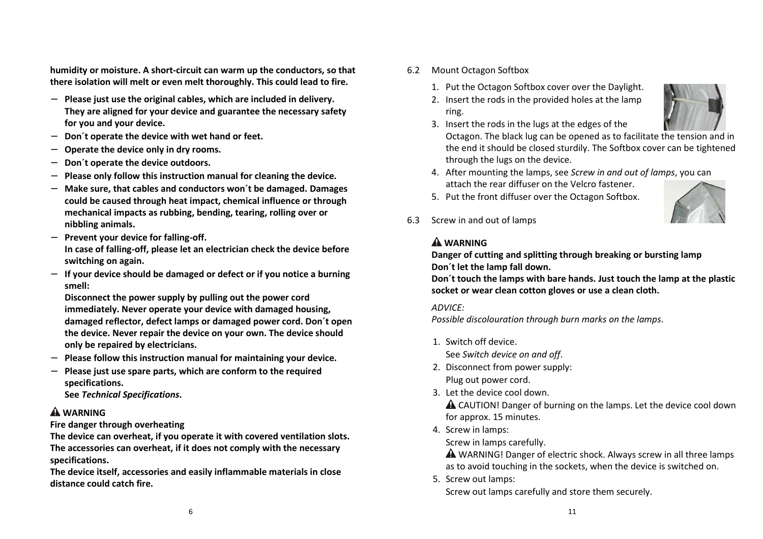**humidity or moisture. A short-circuit can warm up the conductors, so that there isolation will melt or even melt thoroughly. This could lead to fire.**

- **Please just use the original cables, which are included in delivery. They are aligned for your device and guarantee the necessary safety for you and your device.**
- **Don´t operate the device with wet hand or feet.**
- **Operate the device only in dry rooms.**
- **Don´t operate the device outdoors.**
- **Please only follow this instruction manual for cleaning the device.**
- **Make sure, that cables and conductors won´t be damaged. Damages could be caused through heat impact, chemical influence or through mechanical impacts as rubbing, bending, tearing, rolling over or nibbling animals.**
- **Prevent your device for falling-off.**
  **In case of falling-off, please let an electrician check the device before switching on again.**
- **If your device should be damaged or defect or if you notice a burning smell:**
  **Disconnect the power supply by pulling out the power cord immediately. Never operate your device with damaged housing, damaged reflector, defect lamps or damaged power cord. Don´t open the device. Never repair the device on your own. The device should only be repaired by electricians.**
- **Please follow this instruction manual for maintaining your device.**
- **Please just use spare parts, which are conform to the required specifications.**
  **See *Technical Specifications*.**

**⚠ WARNING**
**Fire danger through overheating**
**The device can overheat, if you operate it with covered ventilation slots. The accessories can overheat, if it does not comply with the necessary specifications.**
**The device itself, accessories and easily inflammable materials in close distance could catch fire.**

6.2 Mount Octagon Softbox

1. Put the Octagon Softbox cover over the Daylight.
2. Insert the rods in the provided holes at the lamp ring.
3. Insert the rods in the lugs at the edges of the Octagon. The black lug can be opened as to facilitate the tension and in the end it should be closed sturdily. The Softbox cover can be tightened through the lugs on the device.
4. After mounting the lamps, see *Screw in and out of lamps*, you can attach the rear diffuser on the Velcro fastener.
5. Put the front diffuser over the Octagon Softbox.

6.3 Screw in and out of lamps

**⚠ WARNING**
**Danger of cutting and splitting through breaking or bursting lamp**
**Don´t let the lamp fall down.**
**Don´t touch the lamps with bare hands. Just touch the lamp at the plastic socket or wear clean cotton gloves or use a clean cloth.**

*ADVICE:*
*Possible discolouration through burn marks on the lamps*.

1. Switch off device.
   See *Switch device on and off*.
2. Disconnect from power supply:
   Plug out power cord.
3. Let the device cool down.
   ⚠ CAUTION! Danger of burning on the lamps. Let the device cool down for approx. 15 minutes.
4. Screw in lamps:
   Screw in lamps carefully.
   ⚠ WARNING! Danger of electric shock. Always screw in all three lamps as to avoid touching in the sockets, when the device is switched on.
5. Screw out lamps:
   Screw out lamps carefully and store them securely.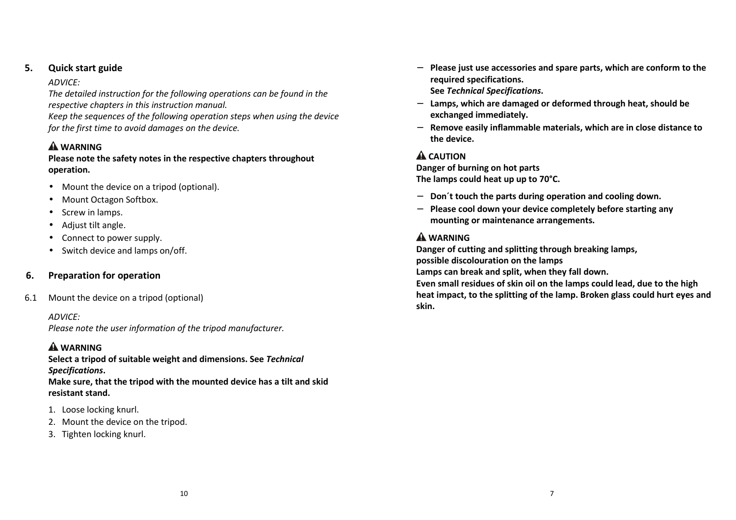## 5. Quick start guide

*ADVICE:*
*The detailed instruction for the following operations can be found in the respective chapters in this instruction manual.*
*Keep the sequences of the following operation steps when using the device for the first time to avoid damages on the device.*

**⚠ WARNING**
**Please note the safety notes in the respective chapters throughout operation.**

- Mount the device on a tripod (optional).
- Mount Octagon Softbox.
- Screw in lamps.
- Adjust tilt angle.
- Connect to power supply.
- Switch device and lamps on/off.

## 6. Preparation for operation

### 6.1 Mount the device on a tripod (optional)

*ADVICE:*
*Please note the user information of the tripod manufacturer.*

**⚠ WARNING**
**Select a tripod of suitable weight and dimensions. See *Technical Specifications*.**
**Make sure, that the tripod with the mounted device has a tilt and skid resistant stand.**

1. Loose locking knurl.
2. Mount the device on the tripod.
3. Tighten locking knurl.

- **Please just use accessories and spare parts, which are conform to the required specifications.**
  **See *Technical Specifications*.**
- **Lamps, which are damaged or deformed through heat, should be exchanged immediately.**
- **Remove easily inflammable materials, which are in close distance to the device.**

**⚠ CAUTION**
**Danger of burning on hot parts**
**The lamps could heat up up to 70°C.**

- **Don´t touch the parts during operation and cooling down.**
- **Please cool down your device completely before starting any mounting or maintenance arrangements.**

**⚠ WARNING**
**Danger of cutting and splitting through breaking lamps,**
**possible discolouration on the lamps**
**Lamps can break and split, when they fall down.**
**Even small residues of skin oil on the lamps could lead, due to the high heat impact, to the splitting of the lamp. Broken glass could hurt eyes and skin.**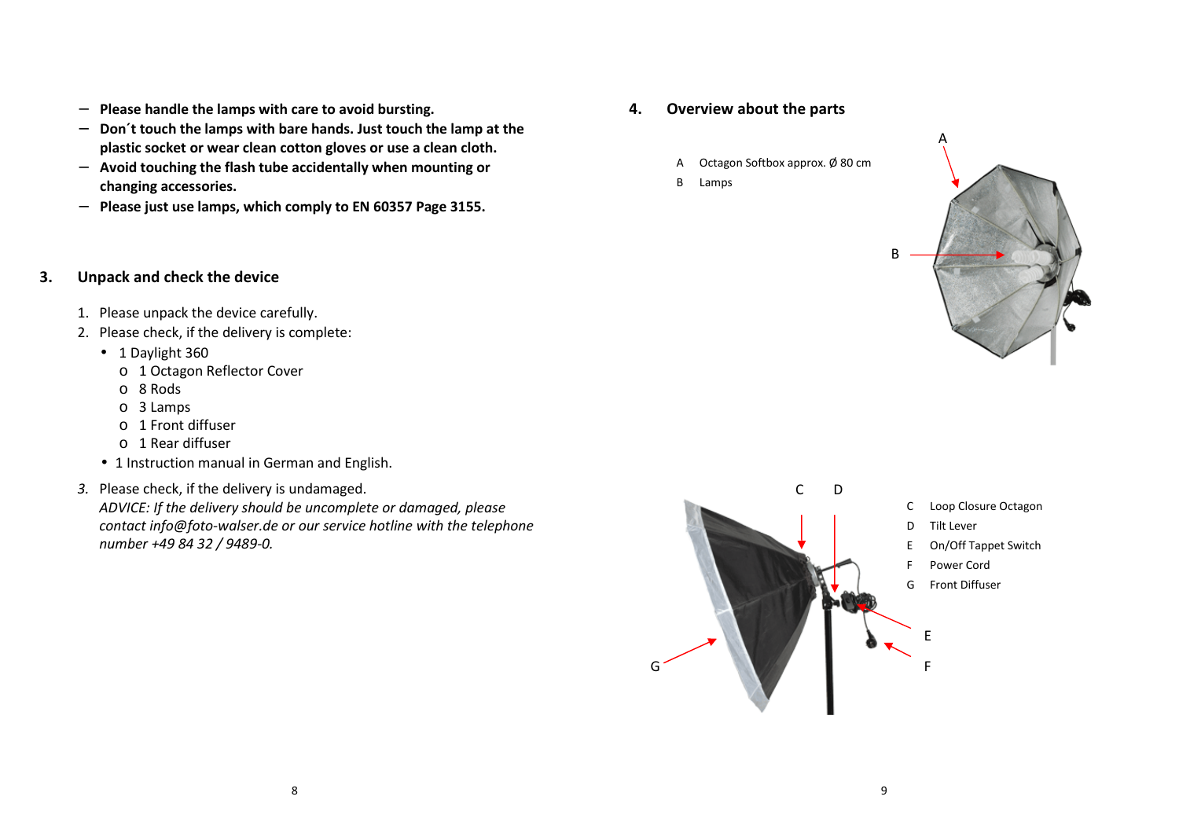- **Please handle the lamps with care to avoid bursting.**
- **Don´t touch the lamps with bare hands. Just touch the lamp at the plastic socket or wear clean cotton gloves or use a clean cloth.**
- **Avoid touching the flash tube accidentally when mounting or changing accessories.**
- **Please just use lamps, which comply to EN 60357 Page 3155.**

## 3. Unpack and check the device

1. Please unpack the device carefully.
2. Please check, if the delivery is complete:
   - 1 Daylight 360
     - 1 Octagon Reflector Cover
     - 8 Rods
     - 3 Lamps
     - 1 Front diffuser
     - 1 Rear diffuser
   - 1 Instruction manual in German and English.
3. Please check, if the delivery is undamaged.
   *ADVICE: If the delivery should be uncomplete or damaged, please contact info@foto-walser.de or our service hotline with the telephone number +49 84 32 / 9489-0.*

## 4. Overview about the parts

A Octagon Softbox approx. Ø 80 cm
B Lamps

A
B

C D

C Loop Closure Octagon
D Tilt Lever
E On/Off Tappet Switch
F Power Cord
G Front Diffuser

E
F
G